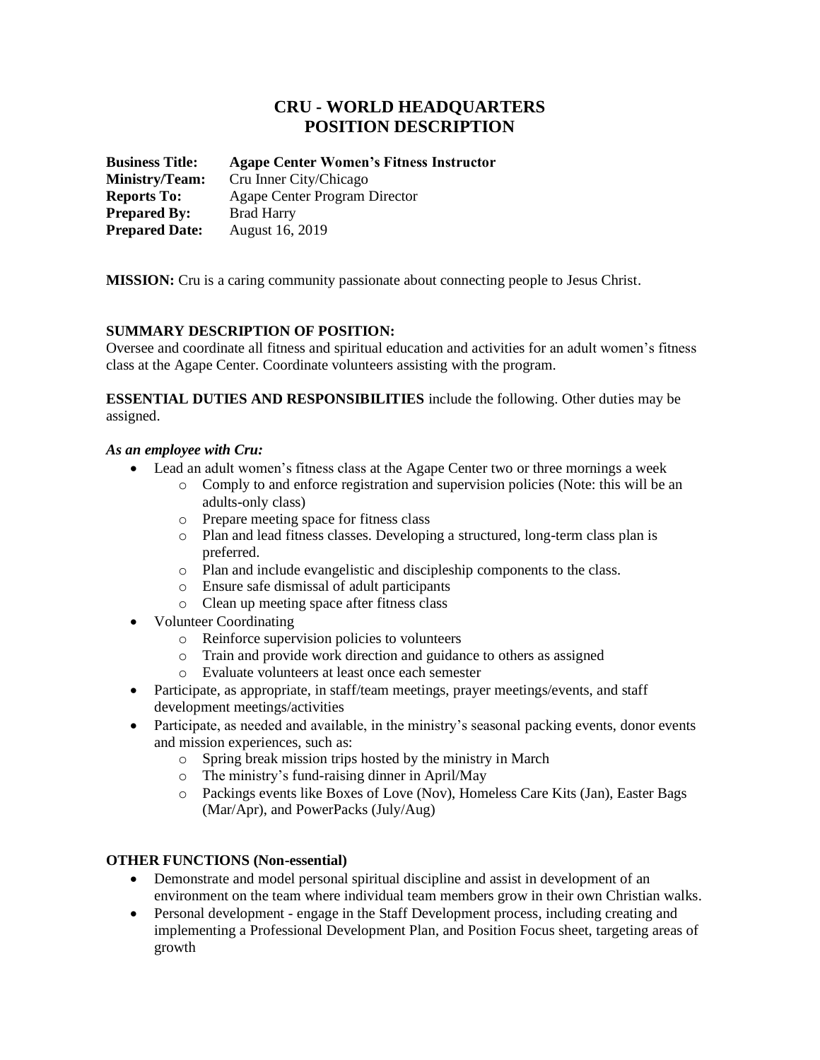# CRU - WORLD HEADQUARTERS
# POSITION DESCRIPTION

**Business Title:** **Agape Center Women's Fitness Instructor**
**Ministry/Team:** Cru Inner City/Chicago
**Reports To:** Agape Center Program Director
**Prepared By:** Brad Harry
**Prepared Date:** August 16, 2019

**MISSION:** Cru is a caring community passionate about connecting people to Jesus Christ.

**SUMMARY DESCRIPTION OF POSITION:**
Oversee and coordinate all fitness and spiritual education and activities for an adult women's fitness class at the Agape Center. Coordinate volunteers assisting with the program.

**ESSENTIAL DUTIES AND RESPONSIBILITIES** include the following. Other duties may be assigned.

***As an employee with Cru:***

- Lead an adult women's fitness class at the Agape Center two or three mornings a week
  - Comply to and enforce registration and supervision policies (Note: this will be an adults-only class)
  - Prepare meeting space for fitness class
  - Plan and lead fitness classes. Developing a structured, long-term class plan is preferred.
  - Plan and include evangelistic and discipleship components to the class.
  - Ensure safe dismissal of adult participants
  - Clean up meeting space after fitness class
- Volunteer Coordinating
  - Reinforce supervision policies to volunteers
  - Train and provide work direction and guidance to others as assigned
  - Evaluate volunteers at least once each semester
- Participate, as appropriate, in staff/team meetings, prayer meetings/events, and staff development meetings/activities
- Participate, as needed and available, in the ministry's seasonal packing events, donor events and mission experiences, such as:
  - Spring break mission trips hosted by the ministry in March
  - The ministry's fund-raising dinner in April/May
  - Packings events like Boxes of Love (Nov), Homeless Care Kits (Jan), Easter Bags (Mar/Apr), and PowerPacks (July/Aug)

**OTHER FUNCTIONS (Non-essential)**

- Demonstrate and model personal spiritual discipline and assist in development of an environment on the team where individual team members grow in their own Christian walks.
- Personal development - engage in the Staff Development process, including creating and implementing a Professional Development Plan, and Position Focus sheet, targeting areas of growth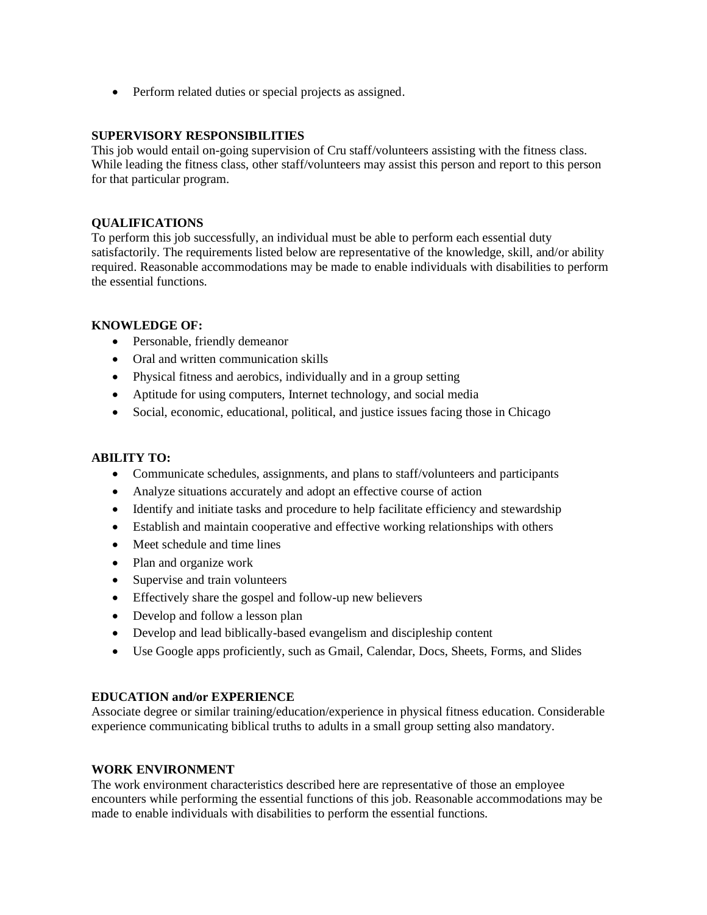- Perform related duties or special projects as assigned.

## SUPERVISORY RESPONSIBILITIES

This job would entail on-going supervision of Cru staff/volunteers assisting with the fitness class. While leading the fitness class, other staff/volunteers may assist this person and report to this person for that particular program.

## QUALIFICATIONS

To perform this job successfully, an individual must be able to perform each essential duty satisfactorily. The requirements listed below are representative of the knowledge, skill, and/or ability required. Reasonable accommodations may be made to enable individuals with disabilities to perform the essential functions.

## KNOWLEDGE OF:

- Personable, friendly demeanor
- Oral and written communication skills
- Physical fitness and aerobics, individually and in a group setting
- Aptitude for using computers, Internet technology, and social media
- Social, economic, educational, political, and justice issues facing those in Chicago

## ABILITY TO:

- Communicate schedules, assignments, and plans to staff/volunteers and participants
- Analyze situations accurately and adopt an effective course of action
- Identify and initiate tasks and procedure to help facilitate efficiency and stewardship
- Establish and maintain cooperative and effective working relationships with others
- Meet schedule and time lines
- Plan and organize work
- Supervise and train volunteers
- Effectively share the gospel and follow-up new believers
- Develop and follow a lesson plan
- Develop and lead biblically-based evangelism and discipleship content
- Use Google apps proficiently, such as Gmail, Calendar, Docs, Sheets, Forms, and Slides

## EDUCATION and/or EXPERIENCE

Associate degree or similar training/education/experience in physical fitness education. Considerable experience communicating biblical truths to adults in a small group setting also mandatory.

## WORK ENVIRONMENT

The work environment characteristics described here are representative of those an employee encounters while performing the essential functions of this job. Reasonable accommodations may be made to enable individuals with disabilities to perform the essential functions.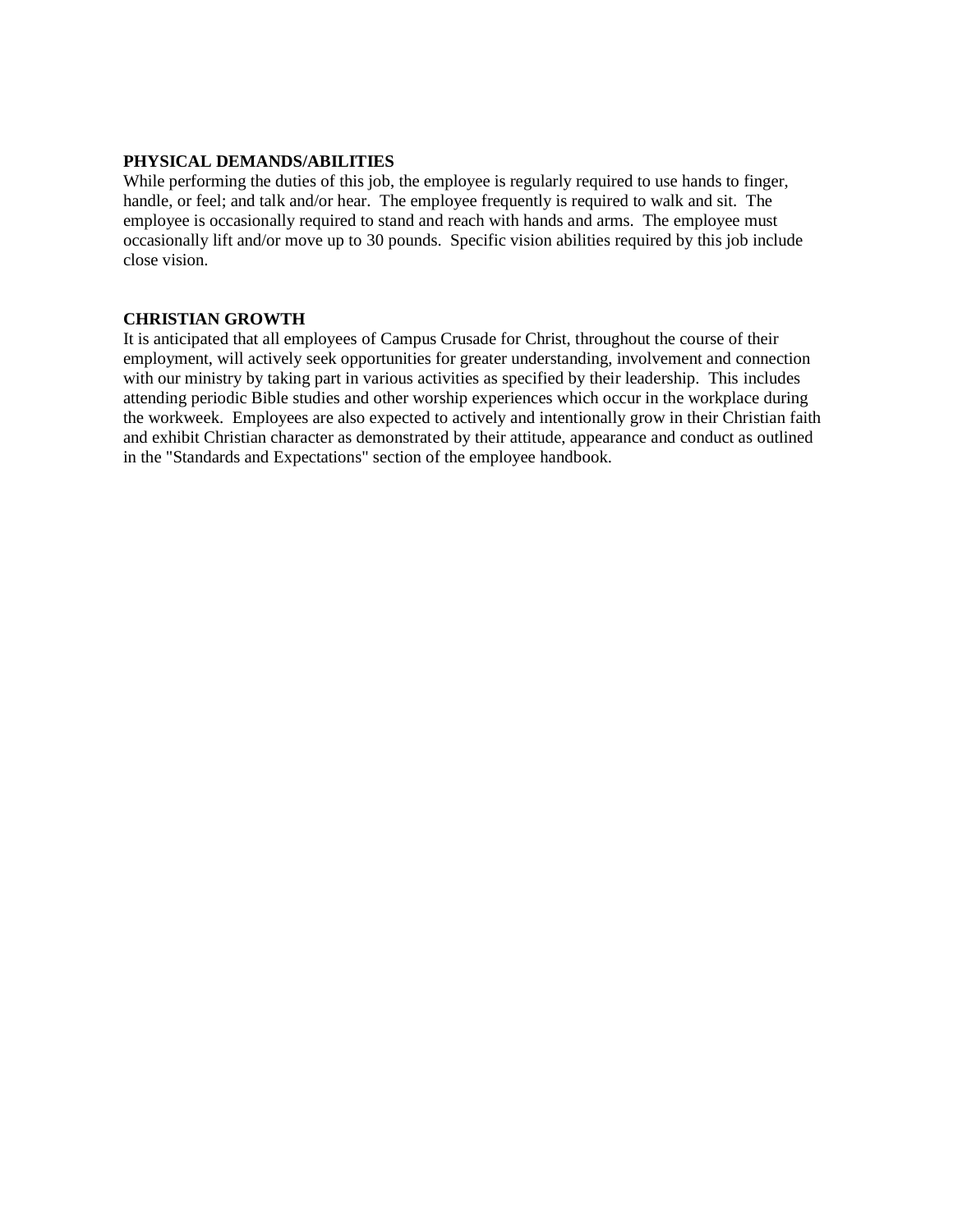**PHYSICAL DEMANDS/ABILITIES**

While performing the duties of this job, the employee is regularly required to use hands to finger, handle, or feel; and talk and/or hear. The employee frequently is required to walk and sit. The employee is occasionally required to stand and reach with hands and arms. The employee must occasionally lift and/or move up to 30 pounds. Specific vision abilities required by this job include close vision.

**CHRISTIAN GROWTH**

It is anticipated that all employees of Campus Crusade for Christ, throughout the course of their employment, will actively seek opportunities for greater understanding, involvement and connection with our ministry by taking part in various activities as specified by their leadership. This includes attending periodic Bible studies and other worship experiences which occur in the workplace during the workweek. Employees are also expected to actively and intentionally grow in their Christian faith and exhibit Christian character as demonstrated by their attitude, appearance and conduct as outlined in the "Standards and Expectations" section of the employee handbook.